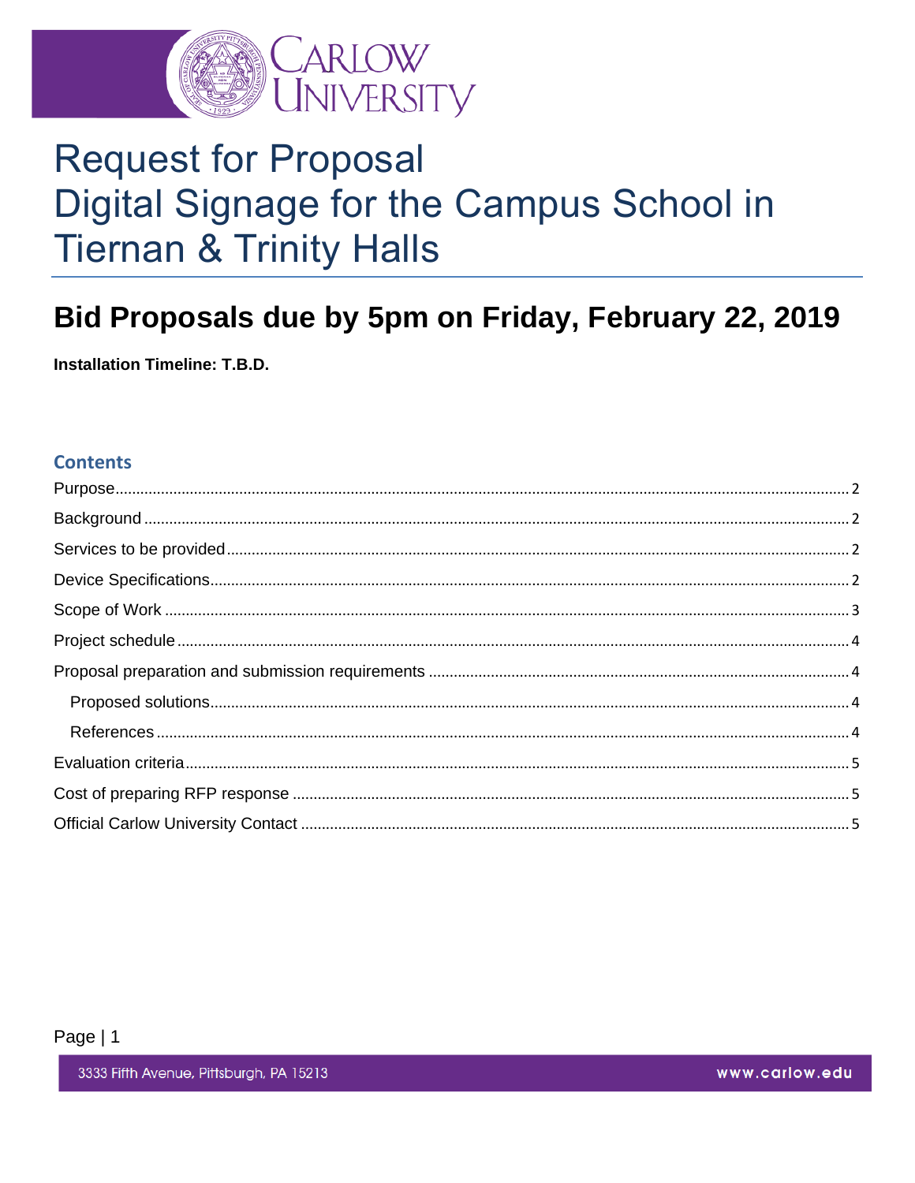# Request for Proposal
# Digital Signage for the Campus School in Tiernan & Trinity Halls

## Bid Proposals due by 5pm on Friday, February 22, 2019

**Installation Timeline: T.B.D.**

### Contents

- Purpose ... 2
- Background ... 2
- Services to be provided ... 2
- Device Specifications ... 2
- Scope of Work ... 3
- Project schedule ... 4
- Proposal preparation and submission requirements ... 4
  - Proposed solutions ... 4
  - References ... 4
- Evaluation criteria ... 5
- Cost of preparing RFP response ... 5
- Official Carlow University Contact ... 5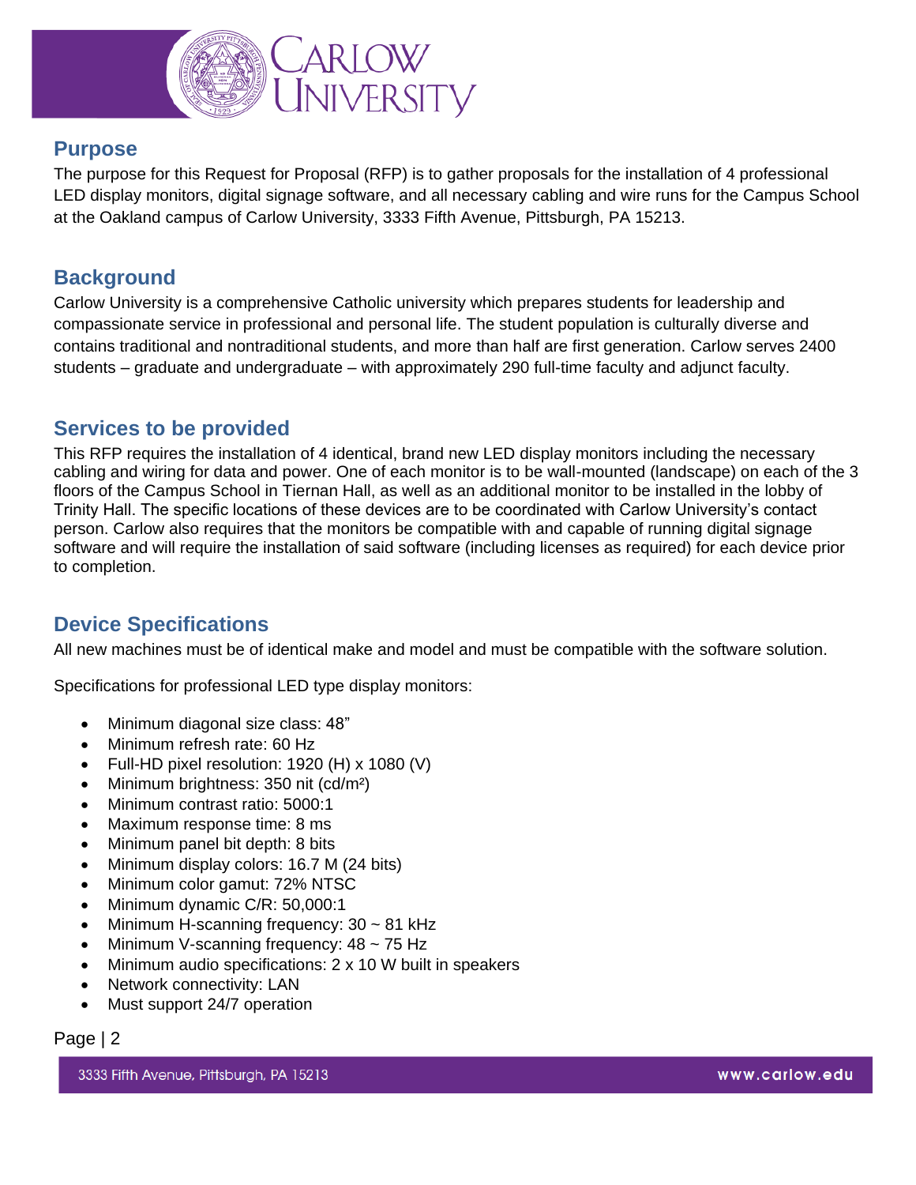## Purpose

The purpose for this Request for Proposal (RFP) is to gather proposals for the installation of 4 professional LED display monitors, digital signage software, and all necessary cabling and wire runs for the Campus School at the Oakland campus of Carlow University, 3333 Fifth Avenue, Pittsburgh, PA 15213.

## Background

Carlow University is a comprehensive Catholic university which prepares students for leadership and compassionate service in professional and personal life. The student population is culturally diverse and contains traditional and nontraditional students, and more than half are first generation. Carlow serves 2400 students – graduate and undergraduate – with approximately 290 full-time faculty and adjunct faculty.

## Services to be provided

This RFP requires the installation of 4 identical, brand new LED display monitors including the necessary cabling and wiring for data and power. One of each monitor is to be wall-mounted (landscape) on each of the 3 floors of the Campus School in Tiernan Hall, as well as an additional monitor to be installed in the lobby of Trinity Hall. The specific locations of these devices are to be coordinated with Carlow University's contact person. Carlow also requires that the monitors be compatible with and capable of running digital signage software and will require the installation of said software (including licenses as required) for each device prior to completion.

## Device Specifications

All new machines must be of identical make and model and must be compatible with the software solution.

Specifications for professional LED type display monitors:

- Minimum diagonal size class: 48"
- Minimum refresh rate: 60 Hz
- Full-HD pixel resolution: 1920 (H) x 1080 (V)
- Minimum brightness: 350 nit (cd/m²)
- Minimum contrast ratio: 5000:1
- Maximum response time: 8 ms
- Minimum panel bit depth: 8 bits
- Minimum display colors: 16.7 M (24 bits)
- Minimum color gamut: 72% NTSC
- Minimum dynamic C/R: 50,000:1
- Minimum H-scanning frequency: 30 ~ 81 kHz
- Minimum V-scanning frequency: 48 ~ 75 Hz
- Minimum audio specifications: 2 x 10 W built in speakers
- Network connectivity: LAN
- Must support 24/7 operation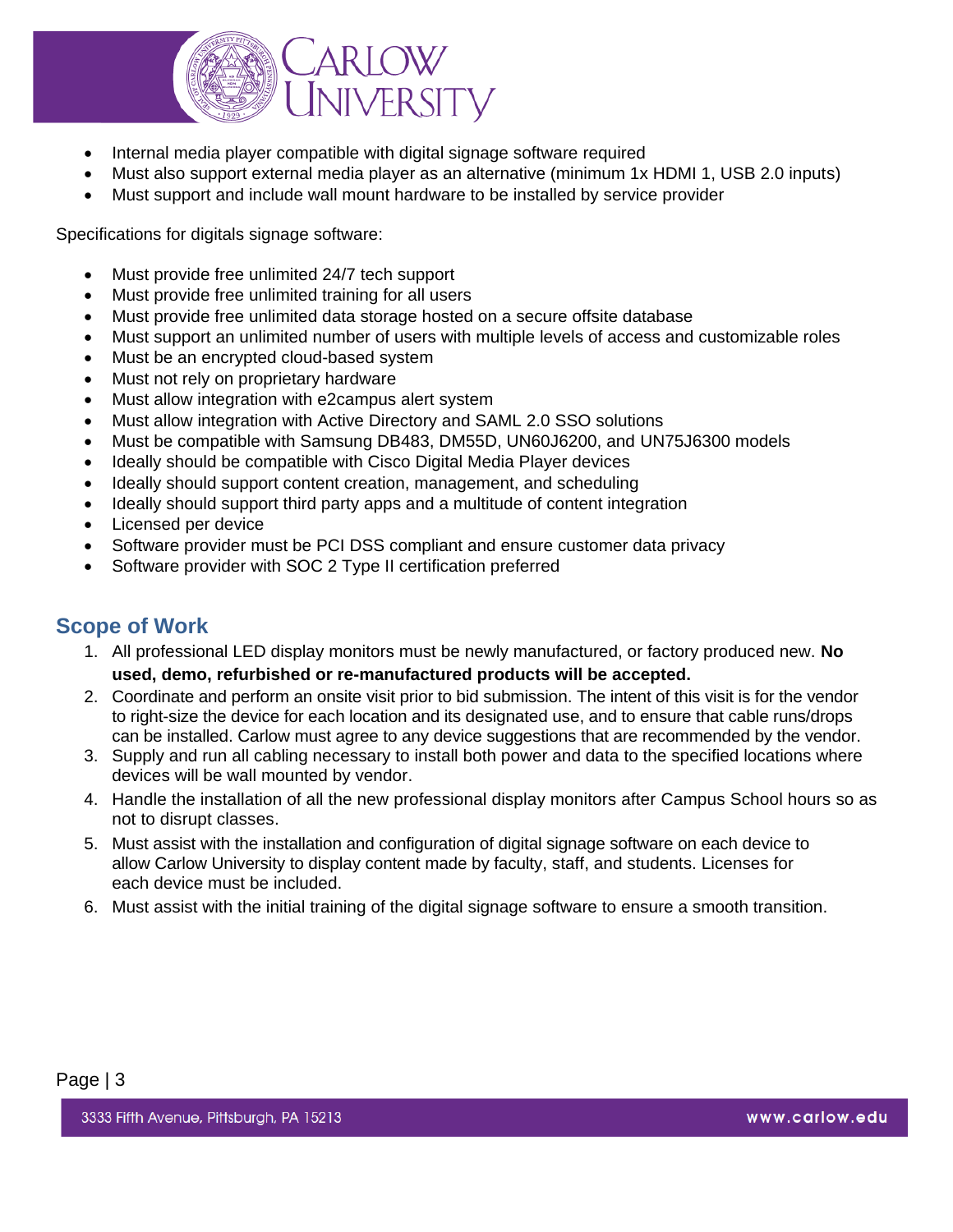- Internal media player compatible with digital signage software required
- Must also support external media player as an alternative (minimum 1x HDMI 1, USB 2.0 inputs)
- Must support and include wall mount hardware to be installed by service provider

Specifications for digitals signage software:

- Must provide free unlimited 24/7 tech support
- Must provide free unlimited training for all users
- Must provide free unlimited data storage hosted on a secure offsite database
- Must support an unlimited number of users with multiple levels of access and customizable roles
- Must be an encrypted cloud-based system
- Must not rely on proprietary hardware
- Must allow integration with e2campus alert system
- Must allow integration with Active Directory and SAML 2.0 SSO solutions
- Must be compatible with Samsung DB483, DM55D, UN60J6200, and UN75J6300 models
- Ideally should be compatible with Cisco Digital Media Player devices
- Ideally should support content creation, management, and scheduling
- Ideally should support third party apps and a multitude of content integration
- Licensed per device
- Software provider must be PCI DSS compliant and ensure customer data privacy
- Software provider with SOC 2 Type II certification preferred

## Scope of Work

1. All professional LED display monitors must be newly manufactured, or factory produced new. **No used, demo, refurbished or re-manufactured products will be accepted.**
2. Coordinate and perform an onsite visit prior to bid submission. The intent of this visit is for the vendor to right-size the device for each location and its designated use, and to ensure that cable runs/drops can be installed. Carlow must agree to any device suggestions that are recommended by the vendor.
3. Supply and run all cabling necessary to install both power and data to the specified locations where devices will be wall mounted by vendor.
4. Handle the installation of all the new professional display monitors after Campus School hours so as not to disrupt classes.
5. Must assist with the installation and configuration of digital signage software on each device to allow Carlow University to display content made by faculty, staff, and students. Licenses for each device must be included.
6. Must assist with the initial training of the digital signage software to ensure a smooth transition.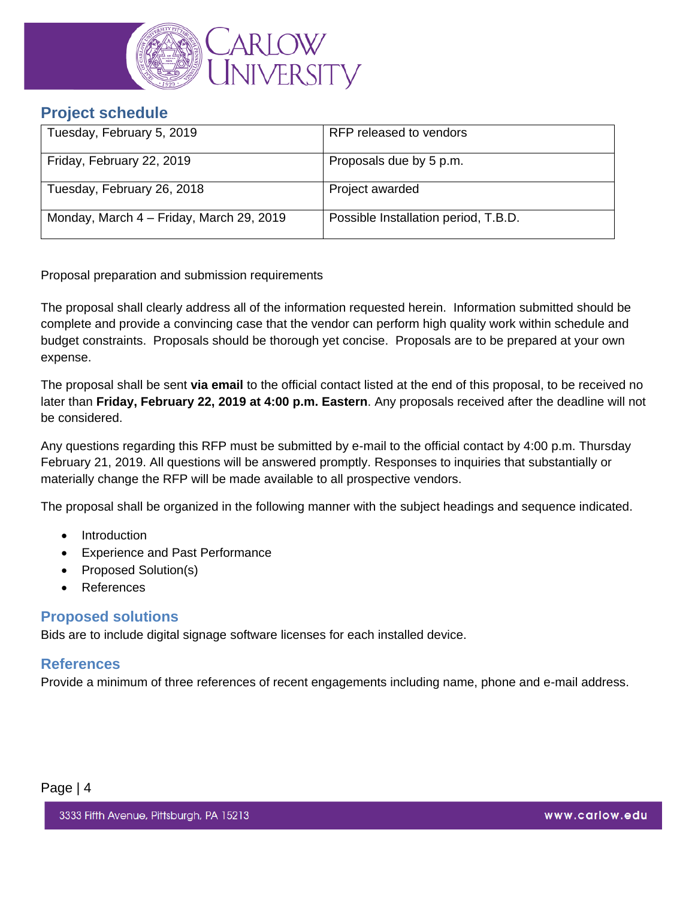## Project schedule

| | |
|---|---|
| Tuesday, February 5, 2019 | RFP released to vendors |
| Friday, February 22, 2019 | Proposals due by 5 p.m. |
| Tuesday, February 26, 2018 | Project awarded |
| Monday, March 4 – Friday, March 29, 2019 | Possible Installation period, T.B.D. |

Proposal preparation and submission requirements

The proposal shall clearly address all of the information requested herein. Information submitted should be complete and provide a convincing case that the vendor can perform high quality work within schedule and budget constraints. Proposals should be thorough yet concise. Proposals are to be prepared at your own expense.

The proposal shall be sent **via email** to the official contact listed at the end of this proposal, to be received no later than **Friday, February 22, 2019 at 4:00 p.m. Eastern**. Any proposals received after the deadline will not be considered.

Any questions regarding this RFP must be submitted by e-mail to the official contact by 4:00 p.m. Thursday February 21, 2019. All questions will be answered promptly. Responses to inquiries that substantially or materially change the RFP will be made available to all prospective vendors.

The proposal shall be organized in the following manner with the subject headings and sequence indicated.

- Introduction
- Experience and Past Performance
- Proposed Solution(s)
- References

## Proposed solutions

Bids are to include digital signage software licenses for each installed device.

## References

Provide a minimum of three references of recent engagements including name, phone and e-mail address.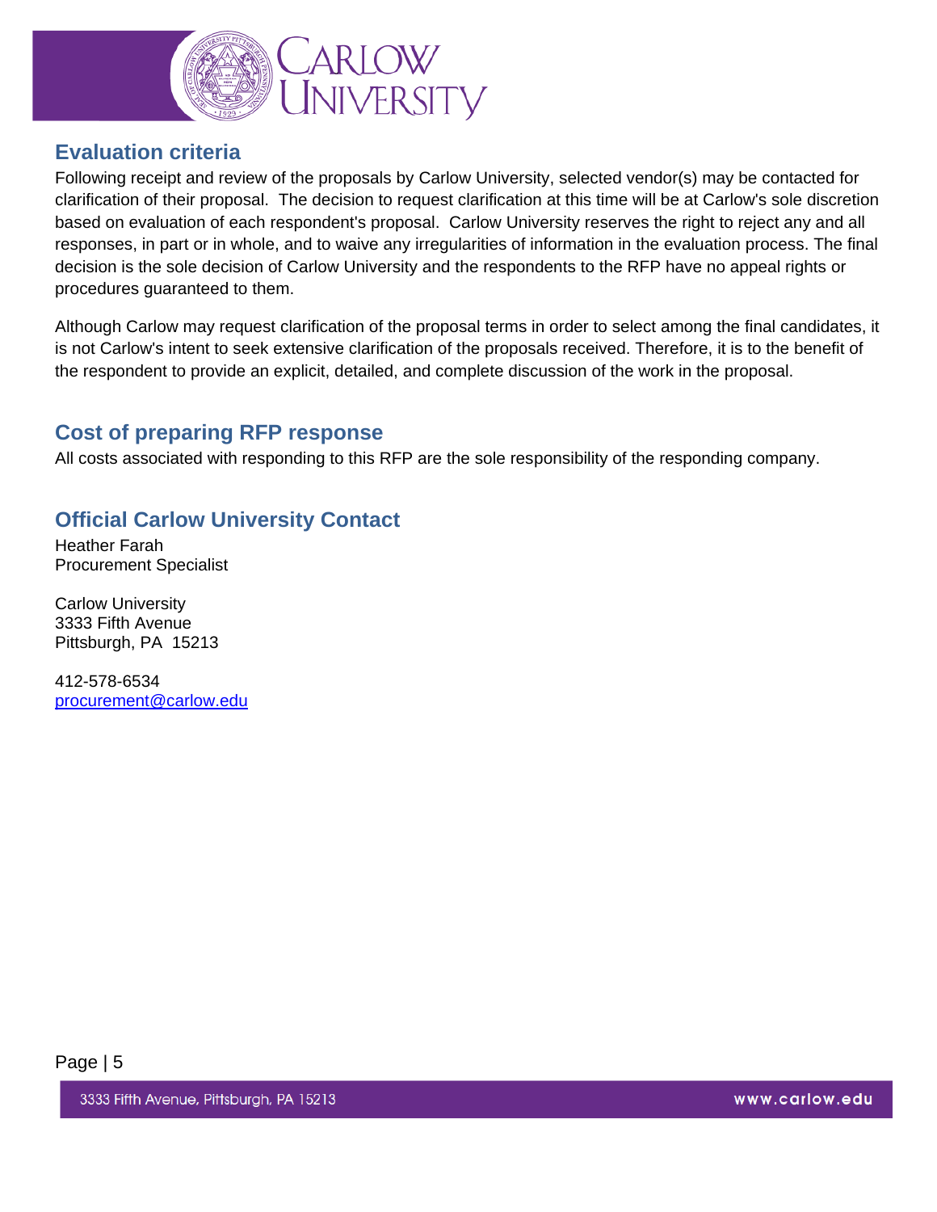## Evaluation criteria

Following receipt and review of the proposals by Carlow University, selected vendor(s) may be contacted for clarification of their proposal. The decision to request clarification at this time will be at Carlow's sole discretion based on evaluation of each respondent's proposal. Carlow University reserves the right to reject any and all responses, in part or in whole, and to waive any irregularities of information in the evaluation process. The final decision is the sole decision of Carlow University and the respondents to the RFP have no appeal rights or procedures guaranteed to them.

Although Carlow may request clarification of the proposal terms in order to select among the final candidates, it is not Carlow's intent to seek extensive clarification of the proposals received. Therefore, it is to the benefit of the respondent to provide an explicit, detailed, and complete discussion of the work in the proposal.

## Cost of preparing RFP response

All costs associated with responding to this RFP are the sole responsibility of the responding company.

## Official Carlow University Contact

Heather Farah
Procurement Specialist

Carlow University
3333 Fifth Avenue
Pittsburgh, PA 15213

412-578-6534
procurement@carlow.edu